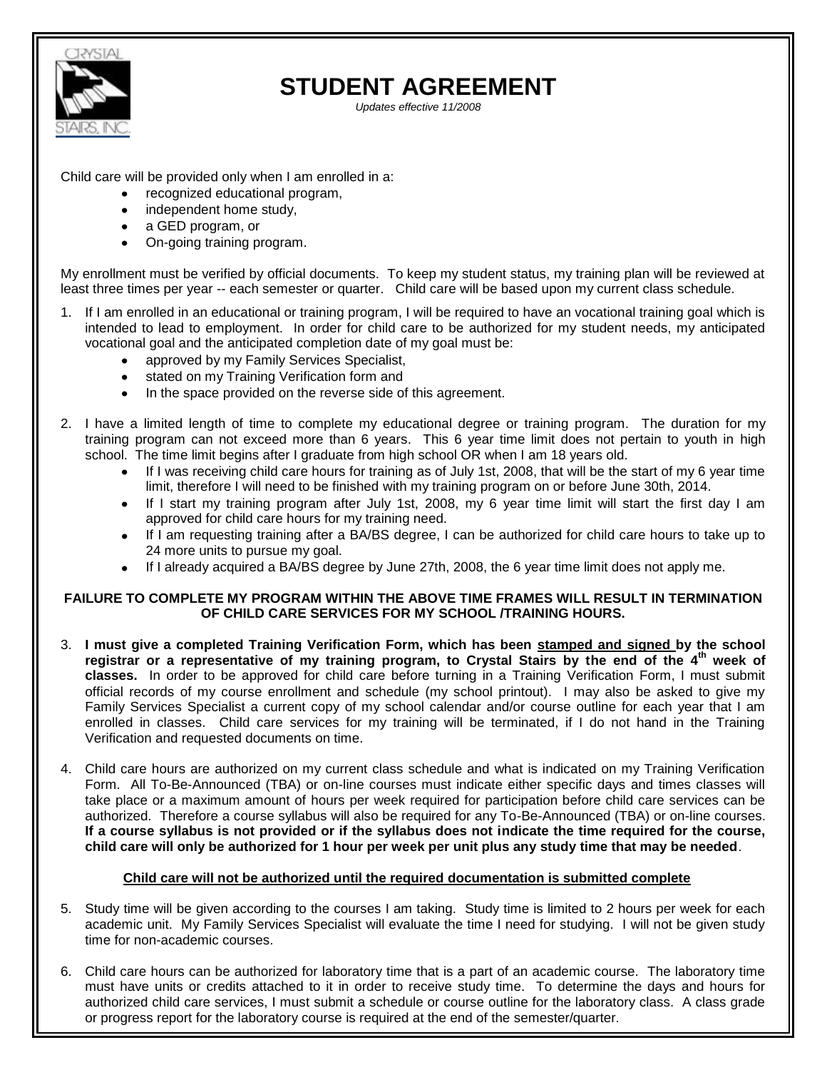# STUDENT AGREEMENT

*Updates effective 11/2008*

Child care will be provided only when I am enrolled in a:

- recognized educational program,
- independent home study,
- a GED program, or
- On-going training program.

My enrollment must be verified by official documents. To keep my student status, my training plan will be reviewed at least three times per year -- each semester or quarter. Child care will be based upon my current class schedule.

1. If I am enrolled in an educational or training program, I will be required to have an vocational training goal which is intended to lead to employment. In order for child care to be authorized for my student needs, my anticipated vocational goal and the anticipated completion date of my goal must be:
   - approved by my Family Services Specialist,
   - stated on my Training Verification form and
   - In the space provided on the reverse side of this agreement.

2. I have a limited length of time to complete my educational degree or training program. The duration for my training program can not exceed more than 6 years. This 6 year time limit does not pertain to youth in high school. The time limit begins after I graduate from high school OR when I am 18 years old.
   - If I was receiving child care hours for training as of July 1st, 2008, that will be the start of my 6 year time limit, therefore I will need to be finished with my training program on or before June 30th, 2014.
   - If I start my training program after July 1st, 2008, my 6 year time limit will start the first day I am approved for child care hours for my training need.
   - If I am requesting training after a BA/BS degree, I can be authorized for child care hours to take up to 24 more units to pursue my goal.
   - If I already acquired a BA/BS degree by June 27th, 2008, the 6 year time limit does not apply me.

**FAILURE TO COMPLETE MY PROGRAM WITHIN THE ABOVE TIME FRAMES WILL RESULT IN TERMINATION OF CHILD CARE SERVICES FOR MY SCHOOL /TRAINING HOURS.**

3. **I must give a completed Training Verification Form, which has been stamped and signed by the school registrar or a representative of my training program, to Crystal Stairs by the end of the 4th week of classes.** In order to be approved for child care before turning in a Training Verification Form, I must submit official records of my course enrollment and schedule (my school printout). I may also be asked to give my Family Services Specialist a current copy of my school calendar and/or course outline for each year that I am enrolled in classes. Child care services for my training will be terminated, if I do not hand in the Training Verification and requested documents on time.

4. Child care hours are authorized on my current class schedule and what is indicated on my Training Verification Form. All To-Be-Announced (TBA) or on-line courses must indicate either specific days and times classes will take place or a maximum amount of hours per week required for participation before child care services can be authorized. Therefore a course syllabus will also be required for any To-Be-Announced (TBA) or on-line courses. **If a course syllabus is not provided or if the syllabus does not indicate the time required for the course, child care will only be authorized for 1 hour per week per unit plus any study time that may be needed**.

   **Child care will not be authorized until the required documentation is submitted complete**

5. Study time will be given according to the courses I am taking. Study time is limited to 2 hours per week for each academic unit. My Family Services Specialist will evaluate the time I need for studying. I will not be given study time for non-academic courses.

6. Child care hours can be authorized for laboratory time that is a part of an academic course. The laboratory time must have units or credits attached to it in order to receive study time. To determine the days and hours for authorized child care services, I must submit a schedule or course outline for the laboratory class. A class grade or progress report for the laboratory course is required at the end of the semester/quarter.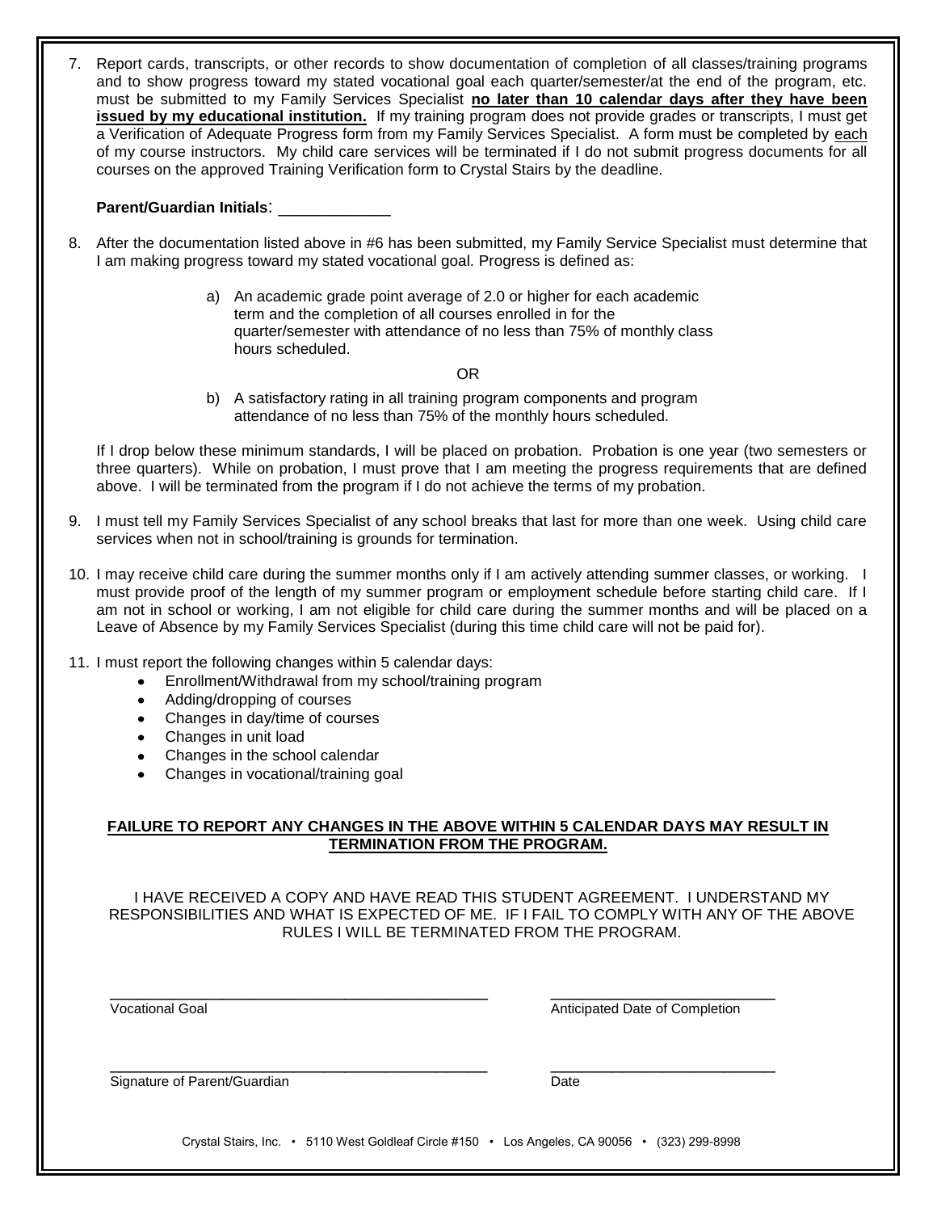7. Report cards, transcripts, or other records to show documentation of completion of all classes/training programs and to show progress toward my stated vocational goal each quarter/semester/at the end of the program, etc. must be submitted to my Family Services Specialist **no later than 10 calendar days after they have been issued by my educational institution.** If my training program does not provide grades or transcripts, I must get a Verification of Adequate Progress form from my Family Services Specialist. A form must be completed by each of my course instructors. My child care services will be terminated if I do not submit progress documents for all courses on the approved Training Verification form to Crystal Stairs by the deadline.

   **Parent/Guardian Initials**: _____________

8. After the documentation listed above in #6 has been submitted, my Family Service Specialist must determine that I am making progress toward my stated vocational goal. Progress is defined as:

   a) An academic grade point average of 2.0 or higher for each academic term and the completion of all courses enrolled in for the quarter/semester with attendance of no less than 75% of monthly class hours scheduled.

   OR

   b) A satisfactory rating in all training program components and program attendance of no less than 75% of the monthly hours scheduled.

   If I drop below these minimum standards, I will be placed on probation. Probation is one year (two semesters or three quarters). While on probation, I must prove that I am meeting the progress requirements that are defined above. I will be terminated from the program if I do not achieve the terms of my probation.

9. I must tell my Family Services Specialist of any school breaks that last for more than one week. Using child care services when not in school/training is grounds for termination.

10. I may receive child care during the summer months only if I am actively attending summer classes, or working. I must provide proof of the length of my summer program or employment schedule before starting child care. If I am not in school or working, I am not eligible for child care during the summer months and will be placed on a Leave of Absence by my Family Services Specialist (during this time child care will not be paid for).

11. I must report the following changes within 5 calendar days:
    - Enrollment/Withdrawal from my school/training program
    - Adding/dropping of courses
    - Changes in day/time of courses
    - Changes in unit load
    - Changes in the school calendar
    - Changes in vocational/training goal

**FAILURE TO REPORT ANY CHANGES IN THE ABOVE WITHIN 5 CALENDAR DAYS MAY RESULT IN TERMINATION FROM THE PROGRAM.**

I HAVE RECEIVED A COPY AND HAVE READ THIS STUDENT AGREEMENT. I UNDERSTAND MY RESPONSIBILITIES AND WHAT IS EXPECTED OF ME. IF I FAIL TO COMPLY WITH ANY OF THE ABOVE RULES I WILL BE TERMINATED FROM THE PROGRAM.

_______________________________________ Vocational Goal

_______________________ Anticipated Date of Completion

_______________________________________ Signature of Parent/Guardian

_______________________ Date

Crystal Stairs, Inc. • 5110 West Goldleaf Circle #150 • Los Angeles, CA 90056 • (323) 299-8998